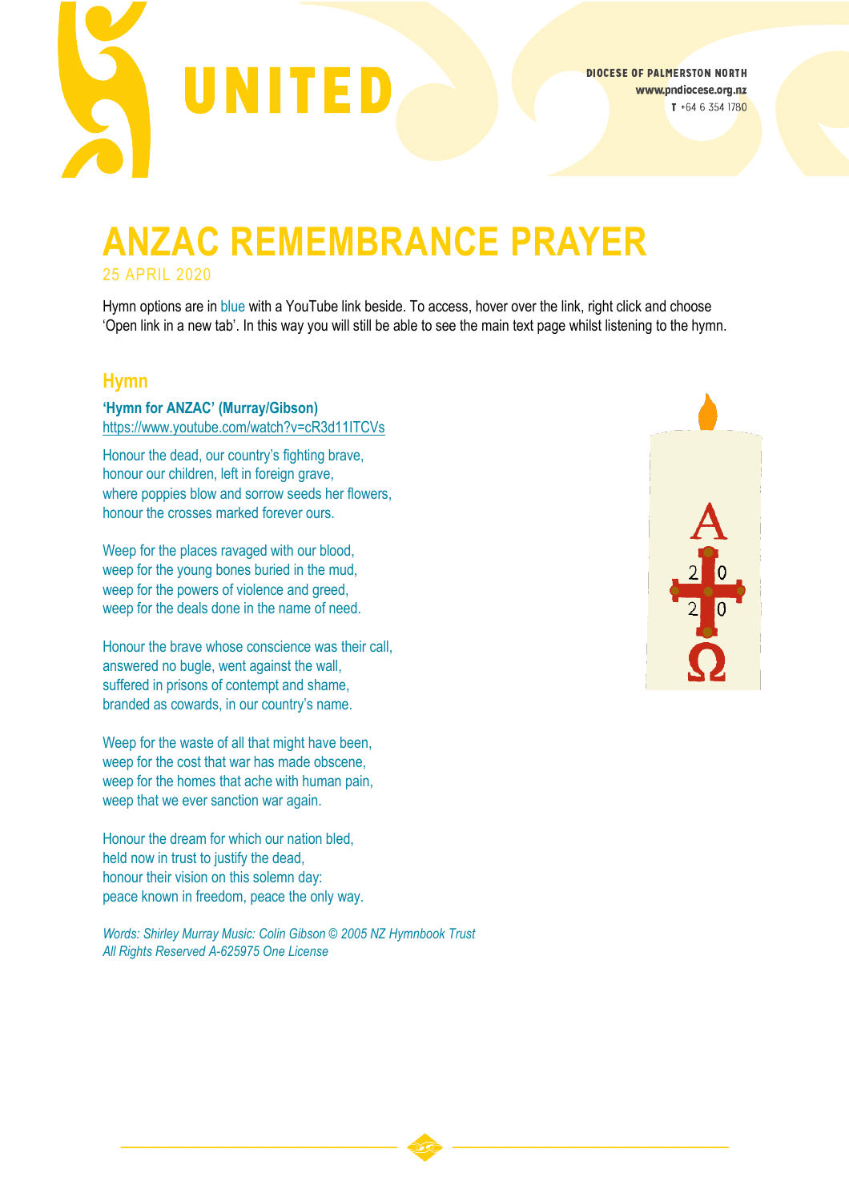UNITED

DIOCESE OF PALMERSTON NORTH
www.pndiocese.org.nz
T +64 6 354 1780

# ANZAC REMEMBRANCE PRAYER

25 APRIL 2020

Hymn options are in blue with a YouTube link beside. To access, hover over the link, right click and choose 'Open link in a new tab'. In this way you will still be able to see the main text page whilst listening to the hymn.

## Hymn

**'Hymn for ANZAC' (Murray/Gibson)**
https://www.youtube.com/watch?v=cR3d11ITCVs

Honour the dead, our country's fighting brave,
honour our children, left in foreign grave,
where poppies blow and sorrow seeds her flowers,
honour the crosses marked forever ours.

Weep for the places ravaged with our blood,
weep for the young bones buried in the mud,
weep for the powers of violence and greed,
weep for the deals done in the name of need.

Honour the brave whose conscience was their call,
answered no bugle, went against the wall,
suffered in prisons of contempt and shame,
branded as cowards, in our country's name.

Weep for the waste of all that might have been,
weep for the cost that war has made obscene,
weep for the homes that ache with human pain,
weep that we ever sanction war again.

Honour the dream for which our nation bled,
held now in trust to justify the dead,
honour their vision on this solemn day:
peace known in freedom, peace the only way.

*Words: Shirley Murray Music: Colin Gibson © 2005 NZ Hymnbook Trust*
*All Rights Reserved A-625975 One License*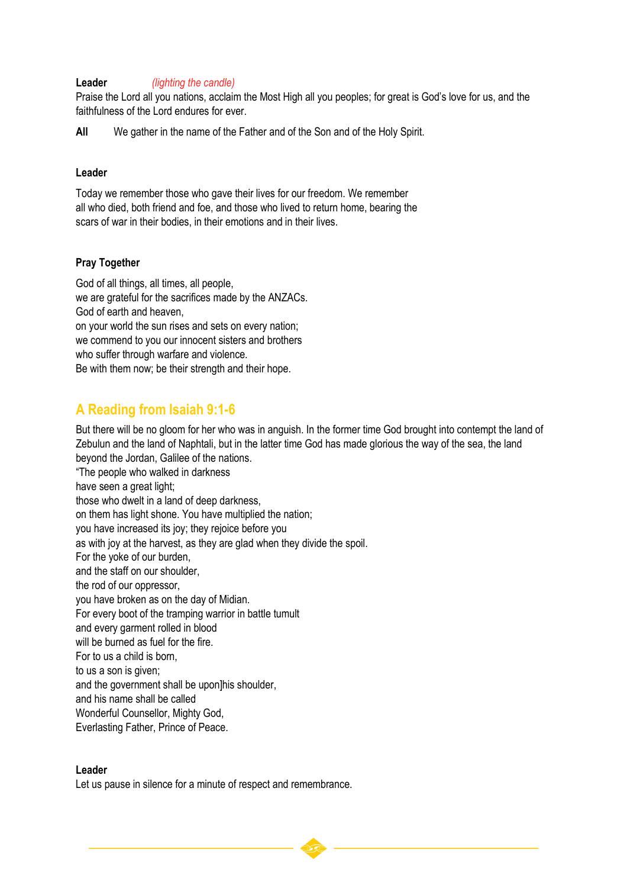**Leader** *(lighting the candle)*
Praise the Lord all you nations, acclaim the Most High all you peoples; for great is God's love for us, and the faithfulness of the Lord endures for ever.

**All** We gather in the name of the Father and of the Son and of the Holy Spirit.

**Leader**

Today we remember those who gave their lives for our freedom. We remember all who died, both friend and foe, and those who lived to return home, bearing the scars of war in their bodies, in their emotions and in their lives.

**Pray Together**

God of all things, all times, all people,
we are grateful for the sacrifices made by the ANZACs.
God of earth and heaven,
on your world the sun rises and sets on every nation;
we commend to you our innocent sisters and brothers
who suffer through warfare and violence.
Be with them now; be their strength and their hope.

## A Reading from Isaiah 9:1-6

But there will be no gloom for her who was in anguish. In the former time God brought into contempt the land of Zebulun and the land of Naphtali, but in the latter time God has made glorious the way of the sea, the land beyond the Jordan, Galilee of the nations.
"The people who walked in darkness
have seen a great light;
those who dwelt in a land of deep darkness,
on them has light shone. You have multiplied the nation;
you have increased its joy; they rejoice before you
as with joy at the harvest, as they are glad when they divide the spoil.
For the yoke of our burden,
and the staff on our shoulder,
the rod of our oppressor,
you have broken as on the day of Midian.
For every boot of the tramping warrior in battle tumult
and every garment rolled in blood
will be burned as fuel for the fire.
For to us a child is born,
to us a son is given;
and the government shall be upon]his shoulder,
and his name shall be called
Wonderful Counsellor, Mighty God,
Everlasting Father, Prince of Peace.

**Leader**
Let us pause in silence for a minute of respect and remembrance.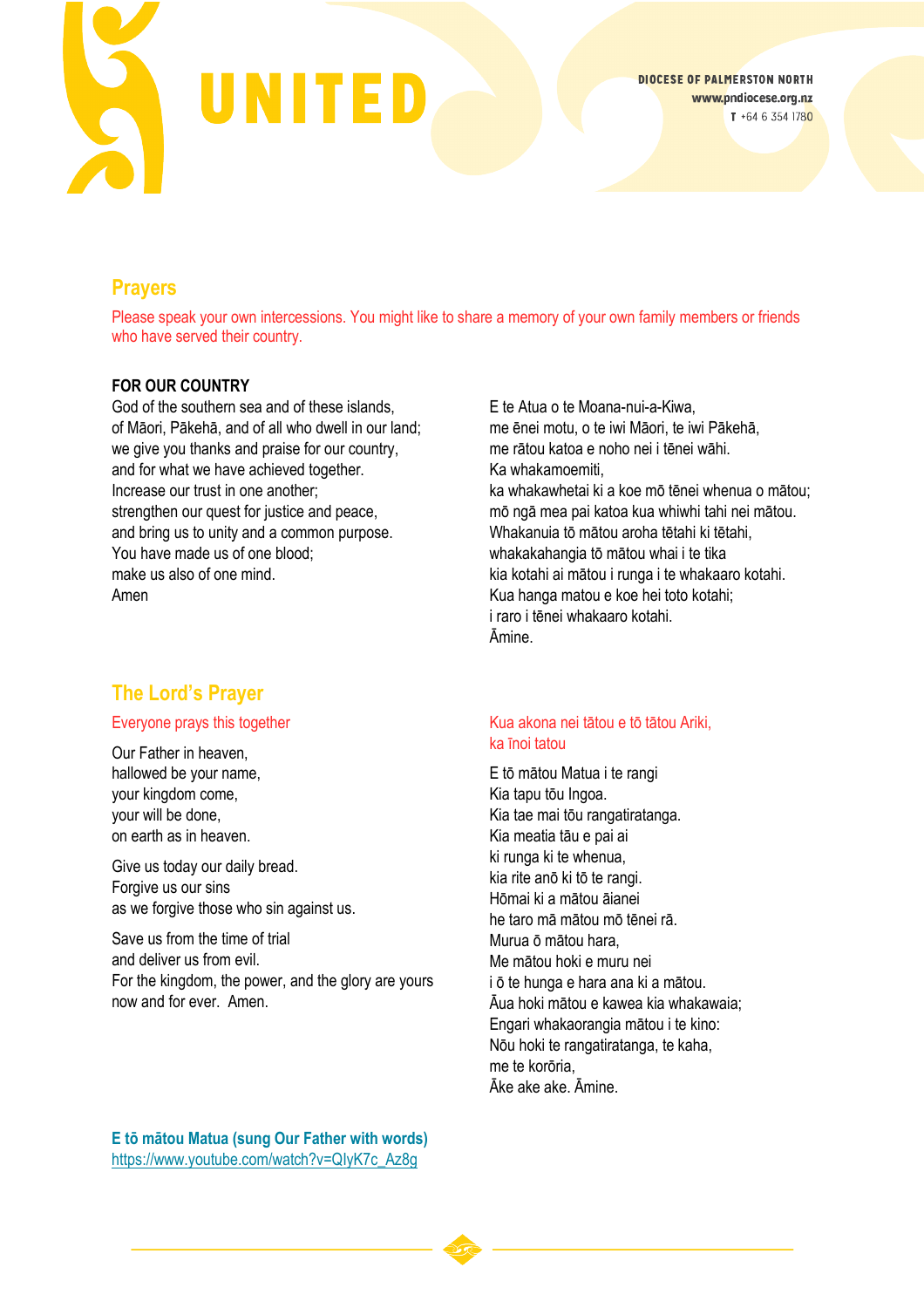## Prayers

Please speak your own intercessions. You might like to share a memory of your own family members or friends who have served their country.

**FOR OUR COUNTRY**

God of the southern sea and of these islands,
of Māori, Pākehā, and of all who dwell in our land;
we give you thanks and praise for our country,
and for what we have achieved together.
Increase our trust in one another;
strengthen our quest for justice and peace,
and bring us to unity and a common purpose.
You have made us of one blood;
make us also of one mind.
Amen

E te Atua o te Moana-nui-a-Kiwa,
me ēnei motu, o te iwi Māori, te iwi Pākehā,
me rātou katoa e noho nei i tēnei wāhi.
Ka whakamoemiti,
ka whakawhetai ki a koe mō tēnei whenua o mātou;
mō ngā mea pai katoa kua whiwhi tahi nei mātou.
Whakanuia tō mātou aroha tētahi ki tētahi,
whakakahangia tō mātou whai i te tika
kia kotahi ai mātou i runga i te whakaaro kotahi.
Kua hanga matou e koe hei toto kotahi;
i raro i tēnei whakaaro kotahi.
Āmine.

## The Lord's Prayer

Everyone prays this together

Our Father in heaven,
hallowed be your name,
your kingdom come,
your will be done,
on earth as in heaven.

Give us today our daily bread.
Forgive us our sins
as we forgive those who sin against us.

Save us from the time of trial
and deliver us from evil.
For the kingdom, the power, and the glory are yours
now and for ever. Amen.

Kua akona nei tātou e tō tātou Ariki,
ka īnoi tatou

E tō mātou Matua i te rangi
Kia tapu tōu Ingoa.
Kia tae mai tōu rangatiratanga.
Kia meatia tāu e pai ai
ki runga ki te whenua,
kia rite anō ki tō te rangi.
Hōmai ki a mātou āianei
he taro mā mātou mō tēnei rā.
Murua ō mātou hara,
Me mātou hoki e muru nei
i ō te hunga e hara ana ki a mātou.
Āua hoki mātou e kawea kia whakawaia;
Engari whakaorangia mātou i te kino:
Nōu hoki te rangatiratanga, te kaha,
me te korōria,
Āke ake ake. Āmine.

**E tō mātou Matua (sung Our Father with words)**
https://www.youtube.com/watch?v=QlyK7c_Az8g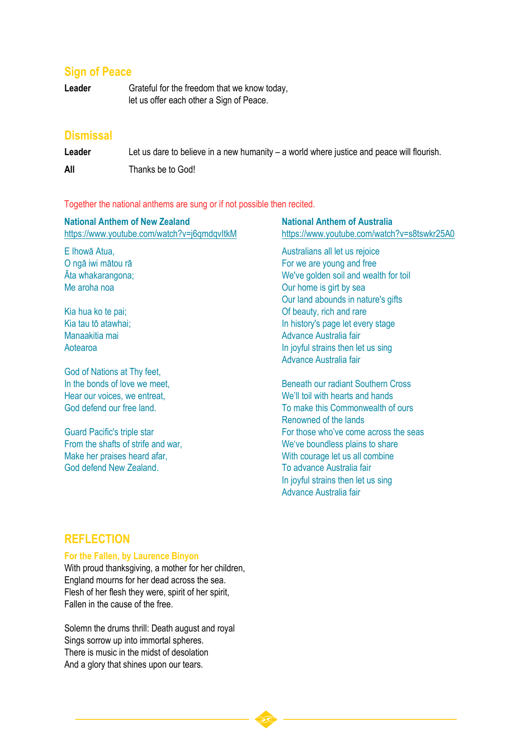## Sign of Peace

**Leader** Grateful for the freedom that we know today,
let us offer each other a Sign of Peace.

## Dismissal

**Leader** Let us dare to believe in a new humanity – a world where justice and peace will flourish.

**All** Thanks be to God!

Together the national anthems are sung or if not possible then recited.

### National Anthem of New Zealand

https://www.youtube.com/watch?v=j6qmdqvItkM

E Ihowā Atua,
O ngā iwi mātou rā
Āta whakarangona;
Me aroha noa

Kia hua ko te pai;
Kia tau tō atawhai;
Manaakitia mai
Aotearoa

God of Nations at Thy feet,
In the bonds of love we meet,
Hear our voices, we entreat,
God defend our free land.

Guard Pacific's triple star
From the shafts of strife and war,
Make her praises heard afar,
God defend New Zealand.

### National Anthem of Australia

https://www.youtube.com/watch?v=s8tswkr25A0

Australians all let us rejoice
For we are young and free
We've golden soil and wealth for toil
Our home is girt by sea
Our land abounds in nature's gifts
Of beauty, rich and rare
In history's page let every stage
Advance Australia fair
In joyful strains then let us sing
Advance Australia fair

Beneath our radiant Southern Cross
We'll toil with hearts and hands
To make this Commonwealth of ours
Renowned of the lands
For those who've come across the seas
We've boundless plains to share
With courage let us all combine
To advance Australia fair
In joyful strains then let us sing
Advance Australia fair

## REFLECTION

### For the Fallen, by Laurence Binyon

With proud thanksgiving, a mother for her children,
England mourns for her dead across the sea.
Flesh of her flesh they were, spirit of her spirit,
Fallen in the cause of the free.

Solemn the drums thrill: Death august and royal
Sings sorrow up into immortal spheres.
There is music in the midst of desolation
And a glory that shines upon our tears.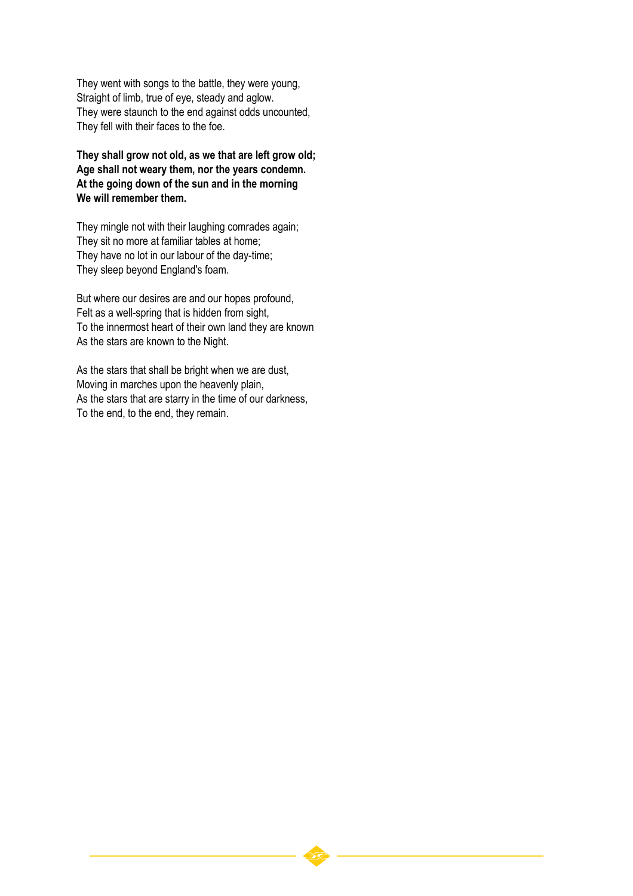They went with songs to the battle, they were young,  
Straight of limb, true of eye, steady and aglow.  
They were staunch to the end against odds uncounted,  
They fell with their faces to the foe.

**They shall grow not old, as we that are left grow old;**  
**Age shall not weary them, nor the years condemn.**  
**At the going down of the sun and in the morning**  
**We will remember them.**

They mingle not with their laughing comrades again;  
They sit no more at familiar tables at home;  
They have no lot in our labour of the day-time;  
They sleep beyond England's foam.

But where our desires are and our hopes profound,  
Felt as a well-spring that is hidden from sight,  
To the innermost heart of their own land they are known  
As the stars are known to the Night.

As the stars that shall be bright when we are dust,  
Moving in marches upon the heavenly plain,  
As the stars that are starry in the time of our darkness,  
To the end, to the end, they remain.